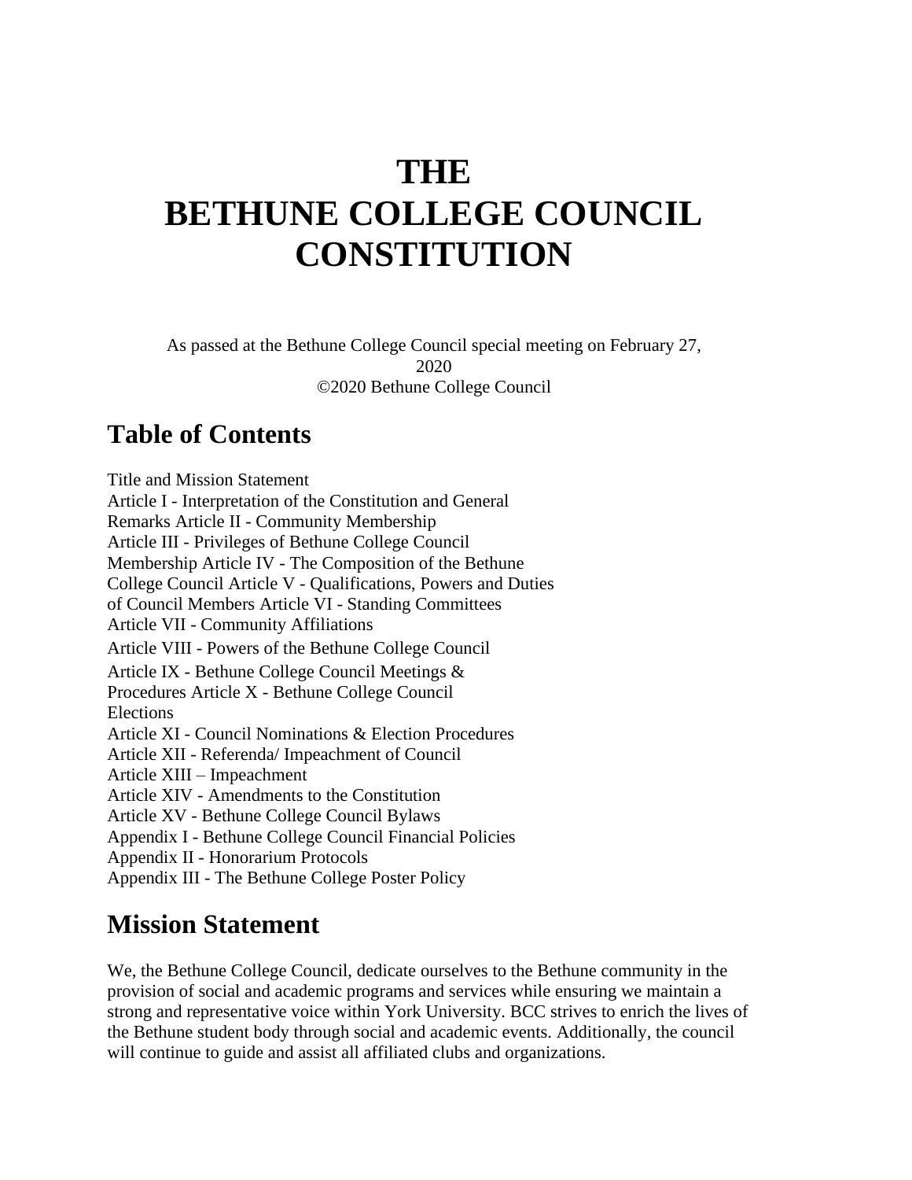# THE BETHUNE COLLEGE COUNCIL CONSTITUTION

As passed at the Bethune College Council special meeting on February 27, 2020
©2020 Bethune College Council

## Table of Contents

Title and Mission Statement
Article I - Interpretation of the Constitution and General Remarks
Article II - Community Membership
Article III - Privileges of Bethune College Council Membership
Article IV - The Composition of the Bethune College Council
Article V - Qualifications, Powers and Duties of Council Members
Article VI - Standing Committees
Article VII - Community Affiliations
Article VIII - Powers of the Bethune College Council
Article IX - Bethune College Council Meetings & Procedures
Article X - Bethune College Council Elections
Article XI - Council Nominations & Election Procedures
Article XII - Referenda/ Impeachment of Council
Article XIII – Impeachment
Article XIV - Amendments to the Constitution
Article XV - Bethune College Council Bylaws
Appendix I - Bethune College Council Financial Policies
Appendix II - Honorarium Protocols
Appendix III - The Bethune College Poster Policy

## Mission Statement

We, the Bethune College Council, dedicate ourselves to the Bethune community in the provision of social and academic programs and services while ensuring we maintain a strong and representative voice within York University. BCC strives to enrich the lives of the Bethune student body through social and academic events. Additionally, the council will continue to guide and assist all affiliated clubs and organizations.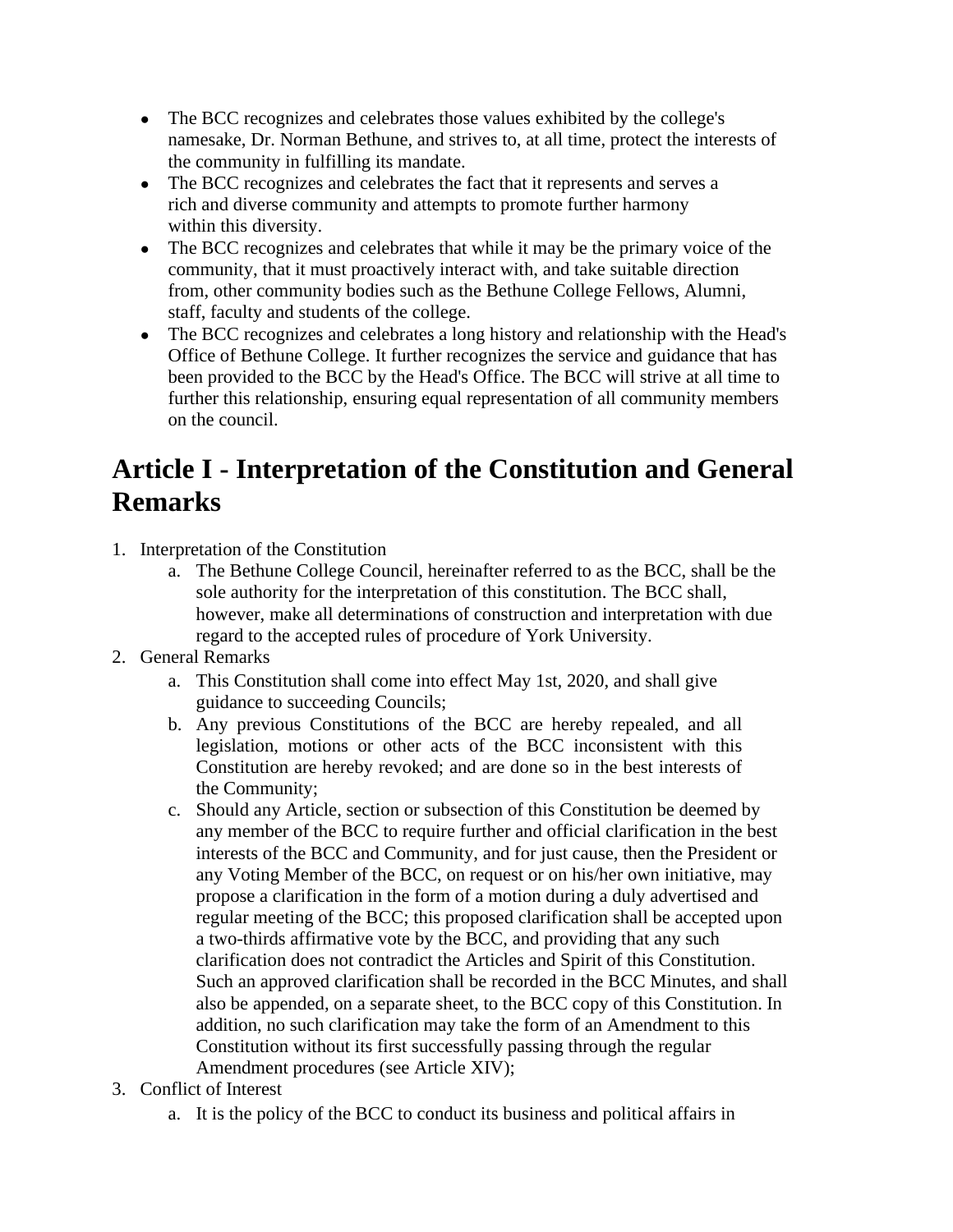- The BCC recognizes and celebrates those values exhibited by the college's namesake, Dr. Norman Bethune, and strives to, at all time, protect the interests of the community in fulfilling its mandate.
- The BCC recognizes and celebrates the fact that it represents and serves a rich and diverse community and attempts to promote further harmony within this diversity.
- The BCC recognizes and celebrates that while it may be the primary voice of the community, that it must proactively interact with, and take suitable direction from, other community bodies such as the Bethune College Fellows, Alumni, staff, faculty and students of the college.
- The BCC recognizes and celebrates a long history and relationship with the Head's Office of Bethune College. It further recognizes the service and guidance that has been provided to the BCC by the Head's Office. The BCC will strive at all time to further this relationship, ensuring equal representation of all community members on the council.

# Article I - Interpretation of the Constitution and General Remarks

1. Interpretation of the Constitution
   a. The Bethune College Council, hereinafter referred to as the BCC, shall be the sole authority for the interpretation of this constitution. The BCC shall, however, make all determinations of construction and interpretation with due regard to the accepted rules of procedure of York University.
2. General Remarks
   a. This Constitution shall come into effect May 1st, 2020, and shall give guidance to succeeding Councils;
   b. Any previous Constitutions of the BCC are hereby repealed, and all legislation, motions or other acts of the BCC inconsistent with this Constitution are hereby revoked; and are done so in the best interests of the Community;
   c. Should any Article, section or subsection of this Constitution be deemed by any member of the BCC to require further and official clarification in the best interests of the BCC and Community, and for just cause, then the President or any Voting Member of the BCC, on request or on his/her own initiative, may propose a clarification in the form of a motion during a duly advertised and regular meeting of the BCC; this proposed clarification shall be accepted upon a two-thirds affirmative vote by the BCC, and providing that any such clarification does not contradict the Articles and Spirit of this Constitution. Such an approved clarification shall be recorded in the BCC Minutes, and shall also be appended, on a separate sheet, to the BCC copy of this Constitution. In addition, no such clarification may take the form of an Amendment to this Constitution without its first successfully passing through the regular Amendment procedures (see Article XIV);
3. Conflict of Interest
   a. It is the policy of the BCC to conduct its business and political affairs in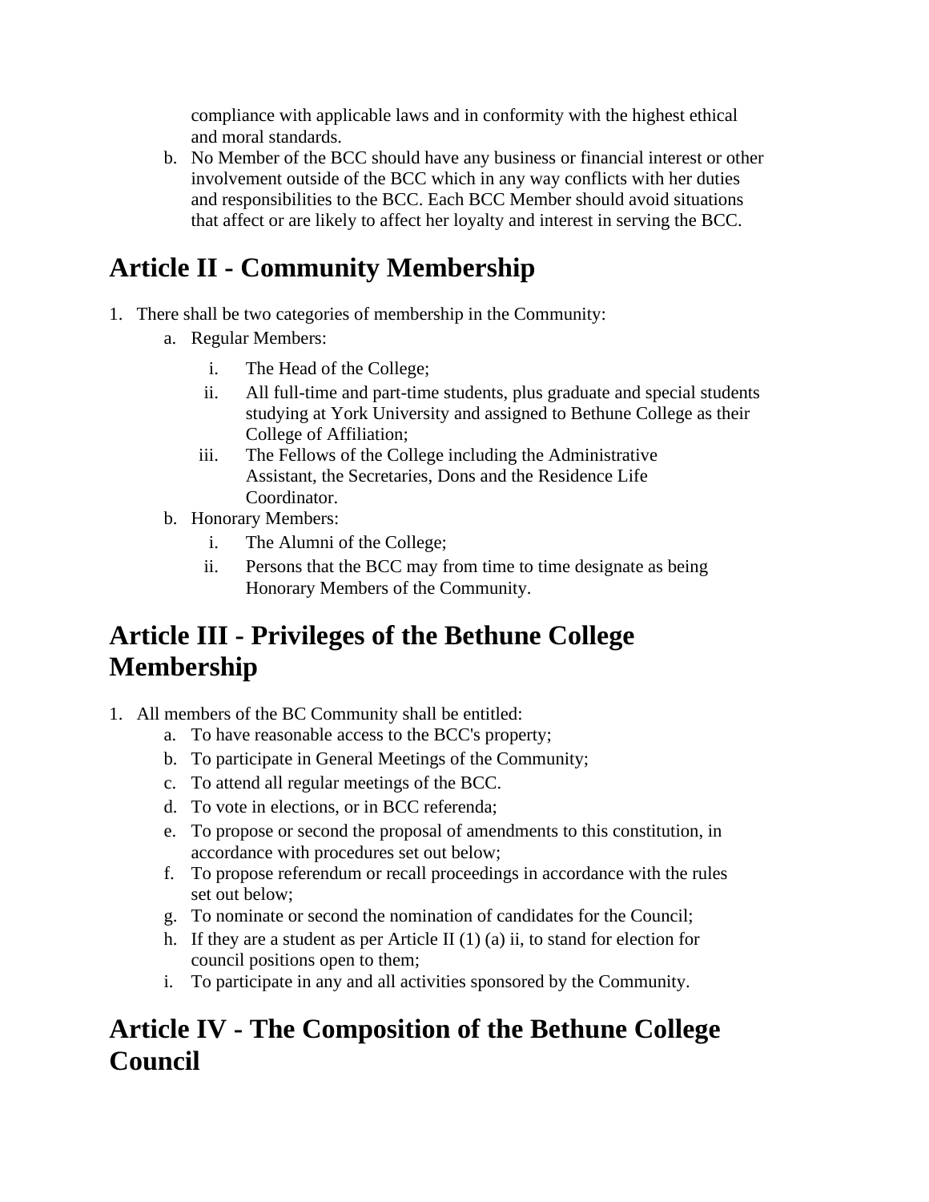compliance with applicable laws and in conformity with the highest ethical and moral standards.

b. No Member of the BCC should have any business or financial interest or other involvement outside of the BCC which in any way conflicts with her duties and responsibilities to the BCC. Each BCC Member should avoid situations that affect or are likely to affect her loyalty and interest in serving the BCC.

# Article II - Community Membership

1. There shall be two categories of membership in the Community:
    a. Regular Members:
        i. The Head of the College;
        ii. All full-time and part-time students, plus graduate and special students studying at York University and assigned to Bethune College as their College of Affiliation;
        iii. The Fellows of the College including the Administrative Assistant, the Secretaries, Dons and the Residence Life Coordinator.
    b. Honorary Members:
        i. The Alumni of the College;
        ii. Persons that the BCC may from time to time designate as being Honorary Members of the Community.

# Article III - Privileges of the Bethune College Membership

1. All members of the BC Community shall be entitled:
    a. To have reasonable access to the BCC's property;
    b. To participate in General Meetings of the Community;
    c. To attend all regular meetings of the BCC.
    d. To vote in elections, or in BCC referenda;
    e. To propose or second the proposal of amendments to this constitution, in accordance with procedures set out below;
    f. To propose referendum or recall proceedings in accordance with the rules set out below;
    g. To nominate or second the nomination of candidates for the Council;
    h. If they are a student as per Article II (1) (a) ii, to stand for election for council positions open to them;
    i. To participate in any and all activities sponsored by the Community.

# Article IV - The Composition of the Bethune College Council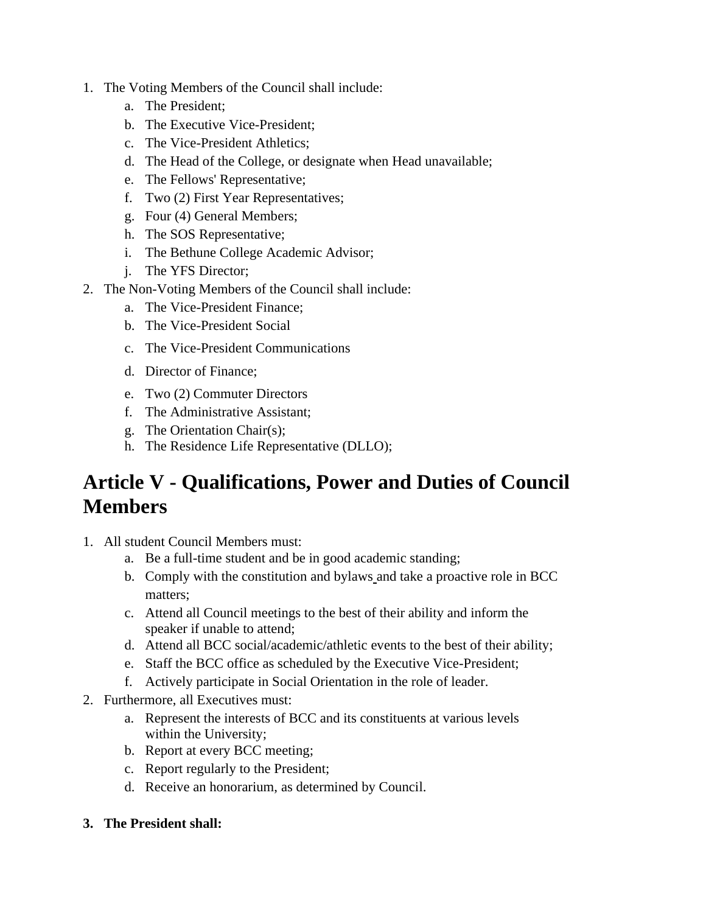1. The Voting Members of the Council shall include:
    a. The President;
    b. The Executive Vice-President;
    c. The Vice-President Athletics;
    d. The Head of the College, or designate when Head unavailable;
    e. The Fellows' Representative;
    f. Two (2) First Year Representatives;
    g. Four (4) General Members;
    h. The SOS Representative;
    i. The Bethune College Academic Advisor;
    j. The YFS Director;
2. The Non-Voting Members of the Council shall include:
    a. The Vice-President Finance;
    b. The Vice-President Social
    c. The Vice-President Communications
    d. Director of Finance;
    e. Two (2) Commuter Directors
    f. The Administrative Assistant;
    g. The Orientation Chair(s);
    h. The Residence Life Representative (DLLO);

# Article V - Qualifications, Power and Duties of Council Members

1. All student Council Members must:
    a. Be a full-time student and be in good academic standing;
    b. Comply with the constitution and bylaws and take a proactive role in BCC matters;
    c. Attend all Council meetings to the best of their ability and inform the speaker if unable to attend;
    d. Attend all BCC social/academic/athletic events to the best of their ability;
    e. Staff the BCC office as scheduled by the Executive Vice-President;
    f. Actively participate in Social Orientation in the role of leader.
2. Furthermore, all Executives must:
    a. Represent the interests of BCC and its constituents at various levels within the University;
    b. Report at every BCC meeting;
    c. Report regularly to the President;
    d. Receive an honorarium, as determined by Council.

3. **The President shall:**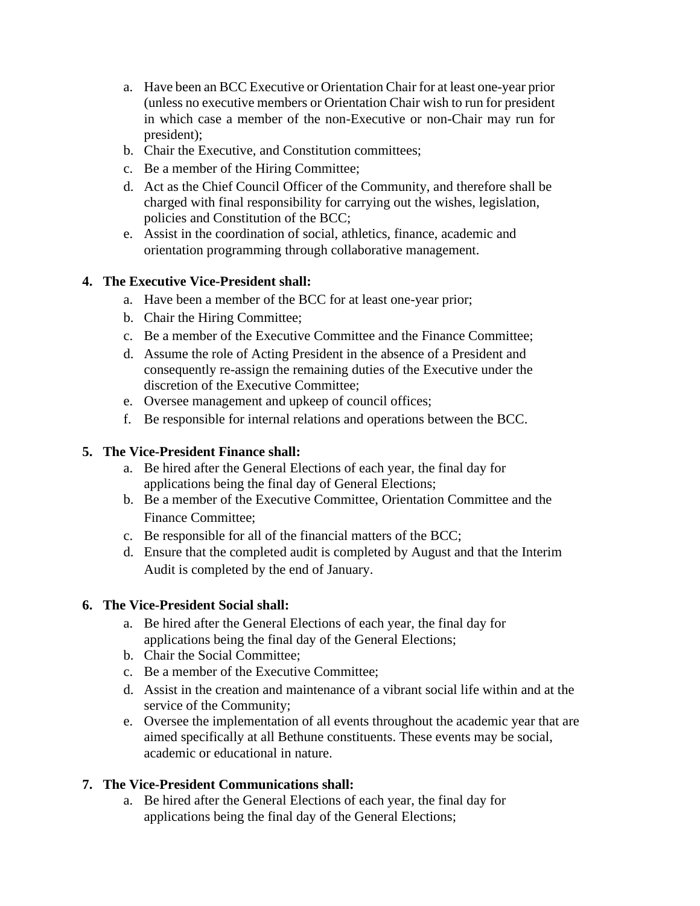a. Have been an BCC Executive or Orientation Chair for at least one-year prior (unless no executive members or Orientation Chair wish to run for president in which case a member of the non-Executive or non-Chair may run for president);
b. Chair the Executive, and Constitution committees;
c. Be a member of the Hiring Committee;
d. Act as the Chief Council Officer of the Community, and therefore shall be charged with final responsibility for carrying out the wishes, legislation, policies and Constitution of the BCC;
e. Assist in the coordination of social, athletics, finance, academic and orientation programming through collaborative management.

**4. The Executive Vice-President shall:**

a. Have been a member of the BCC for at least one-year prior;
b. Chair the Hiring Committee;
c. Be a member of the Executive Committee and the Finance Committee;
d. Assume the role of Acting President in the absence of a President and consequently re-assign the remaining duties of the Executive under the discretion of the Executive Committee;
e. Oversee management and upkeep of council offices;
f. Be responsible for internal relations and operations between the BCC.

**5. The Vice-President Finance shall:**

a. Be hired after the General Elections of each year, the final day for applications being the final day of General Elections;
b. Be a member of the Executive Committee, Orientation Committee and the Finance Committee;
c. Be responsible for all of the financial matters of the BCC;
d. Ensure that the completed audit is completed by August and that the Interim Audit is completed by the end of January.

**6. The Vice-President Social shall:**

a. Be hired after the General Elections of each year, the final day for applications being the final day of the General Elections;
b. Chair the Social Committee;
c. Be a member of the Executive Committee;
d. Assist in the creation and maintenance of a vibrant social life within and at the service of the Community;
e. Oversee the implementation of all events throughout the academic year that are aimed specifically at all Bethune constituents. These events may be social, academic or educational in nature.

**7. The Vice-President Communications shall:**

a. Be hired after the General Elections of each year, the final day for applications being the final day of the General Elections;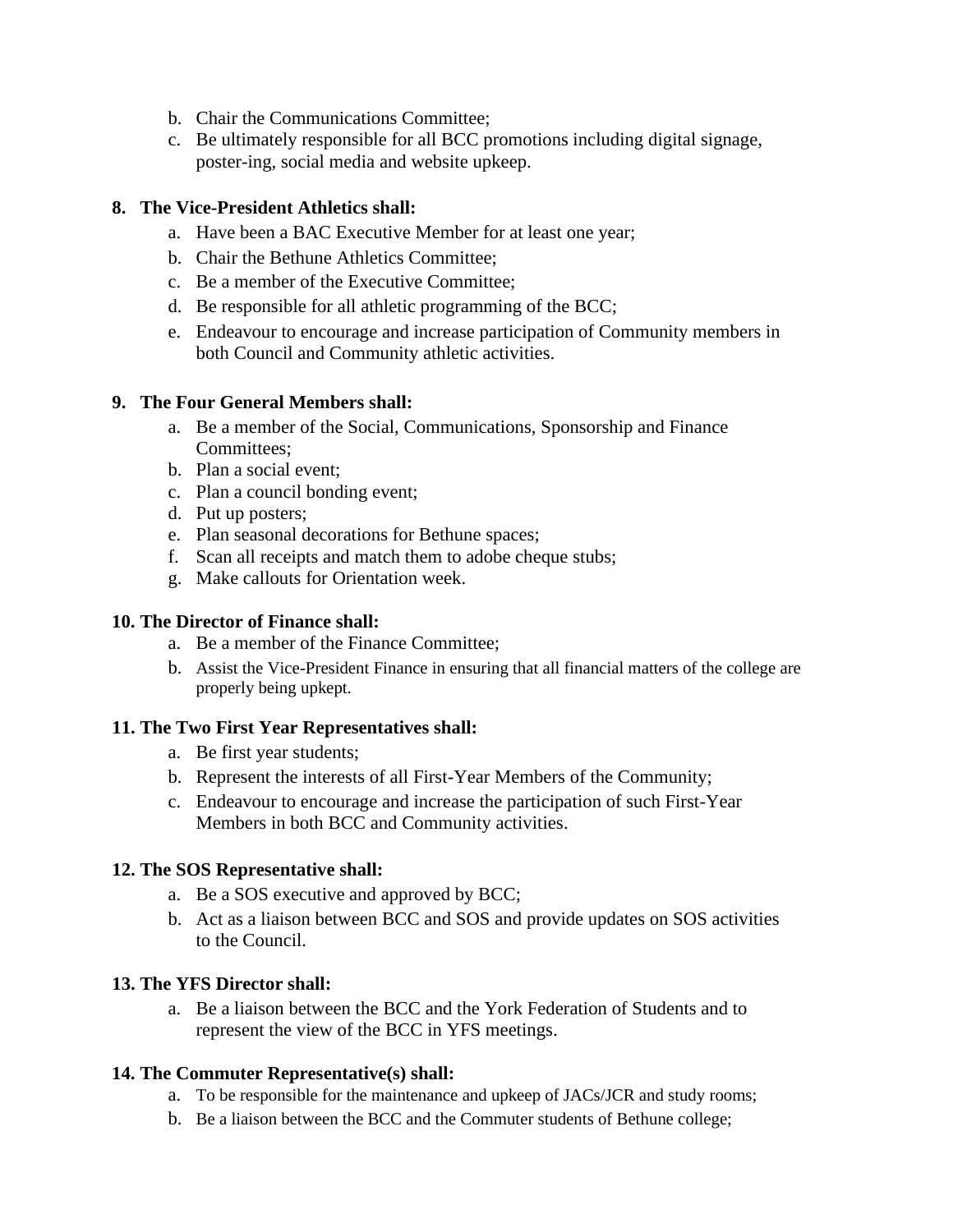b. Chair the Communications Committee;
c. Be ultimately responsible for all BCC promotions including digital signage, poster-ing, social media and website upkeep.

**8. The Vice-President Athletics shall:**

a. Have been a BAC Executive Member for at least one year;
b. Chair the Bethune Athletics Committee;
c. Be a member of the Executive Committee;
d. Be responsible for all athletic programming of the BCC;
e. Endeavour to encourage and increase participation of Community members in both Council and Community athletic activities.

**9. The Four General Members shall:**

a. Be a member of the Social, Communications, Sponsorship and Finance Committees;
b. Plan a social event;
c. Plan a council bonding event;
d. Put up posters;
e. Plan seasonal decorations for Bethune spaces;
f. Scan all receipts and match them to adobe cheque stubs;
g. Make callouts for Orientation week.

**10. The Director of Finance shall:**

a. Be a member of the Finance Committee;
b. Assist the Vice-President Finance in ensuring that all financial matters of the college are properly being upkept.

**11. The Two First Year Representatives shall:**

a. Be first year students;
b. Represent the interests of all First-Year Members of the Community;
c. Endeavour to encourage and increase the participation of such First-Year Members in both BCC and Community activities.

**12. The SOS Representative shall:**

a. Be a SOS executive and approved by BCC;
b. Act as a liaison between BCC and SOS and provide updates on SOS activities to the Council.

**13. The YFS Director shall:**

a. Be a liaison between the BCC and the York Federation of Students and to represent the view of the BCC in YFS meetings.

**14. The Commuter Representative(s) shall:**

a. To be responsible for the maintenance and upkeep of JACs/JCR and study rooms;
b. Be a liaison between the BCC and the Commuter students of Bethune college;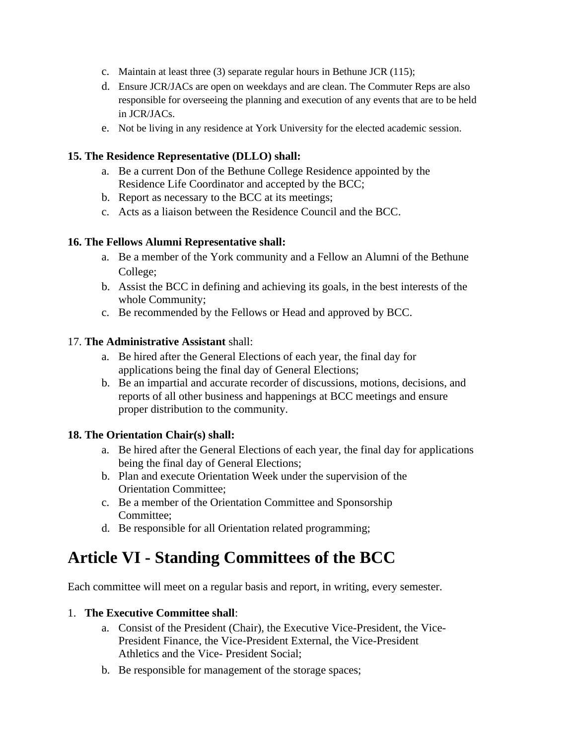c. Maintain at least three (3) separate regular hours in Bethune JCR (115);
d. Ensure JCR/JACs are open on weekdays and are clean. The Commuter Reps are also responsible for overseeing the planning and execution of any events that are to be held in JCR/JACs.
e. Not be living in any residence at York University for the elected academic session.

**15. The Residence Representative (DLLO) shall:**

a. Be a current Don of the Bethune College Residence appointed by the Residence Life Coordinator and accepted by the BCC;
b. Report as necessary to the BCC at its meetings;
c. Acts as a liaison between the Residence Council and the BCC.

**16. The Fellows Alumni Representative shall:**

a. Be a member of the York community and a Fellow an Alumni of the Bethune College;
b. Assist the BCC in defining and achieving its goals, in the best interests of the whole Community;
c. Be recommended by the Fellows or Head and approved by BCC.

17. **The Administrative Assistant** shall:

a. Be hired after the General Elections of each year, the final day for applications being the final day of General Elections;
b. Be an impartial and accurate recorder of discussions, motions, decisions, and reports of all other business and happenings at BCC meetings and ensure proper distribution to the community.

**18. The Orientation Chair(s) shall:**

a. Be hired after the General Elections of each year, the final day for applications being the final day of General Elections;
b. Plan and execute Orientation Week under the supervision of the Orientation Committee;
c. Be a member of the Orientation Committee and Sponsorship Committee;
d. Be responsible for all Orientation related programming;

# Article VI - Standing Committees of the BCC

Each committee will meet on a regular basis and report, in writing, every semester.

1. **The Executive Committee shall**:

a. Consist of the President (Chair), the Executive Vice-President, the Vice-President Finance, the Vice-President External, the Vice-President Athletics and the Vice- President Social;
b. Be responsible for management of the storage spaces;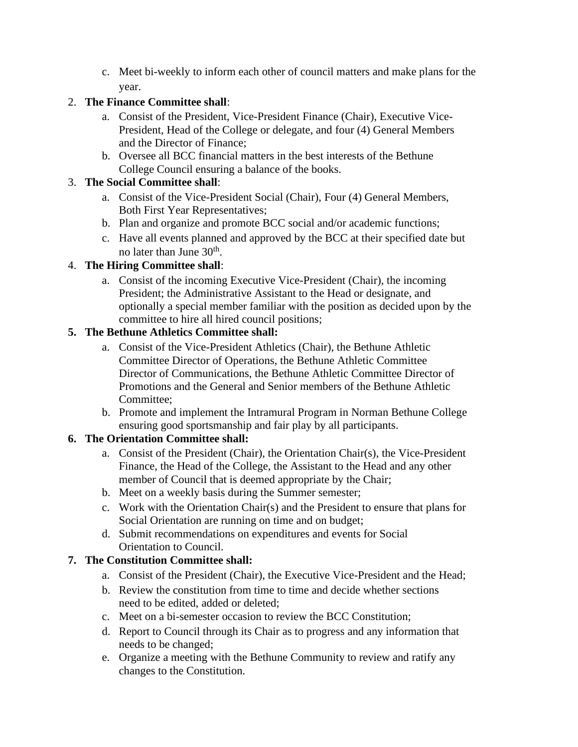c. Meet bi-weekly to inform each other of council matters and make plans for the year.

2. **The Finance Committee shall**:
   a. Consist of the President, Vice-President Finance (Chair), Executive Vice-President, Head of the College or delegate, and four (4) General Members and the Director of Finance;
   b. Oversee all BCC financial matters in the best interests of the Bethune College Council ensuring a balance of the books.
3. **The Social Committee shall**:
   a. Consist of the Vice-President Social (Chair), Four (4) General Members, Both First Year Representatives;
   b. Plan and organize and promote BCC social and/or academic functions;
   c. Have all events planned and approved by the BCC at their specified date but no later than June 30th.
4. **The Hiring Committee shall**:
   a. Consist of the incoming Executive Vice-President (Chair), the incoming President; the Administrative Assistant to the Head or designate, and optionally a special member familiar with the position as decided upon by the committee to hire all hired council positions;
5. **The Bethune Athletics Committee shall:**
   a. Consist of the Vice-President Athletics (Chair), the Bethune Athletic Committee Director of Operations, the Bethune Athletic Committee Director of Communications, the Bethune Athletic Committee Director of Promotions and the General and Senior members of the Bethune Athletic Committee;
   b. Promote and implement the Intramural Program in Norman Bethune College ensuring good sportsmanship and fair play by all participants.
6. **The Orientation Committee shall:**
   a. Consist of the President (Chair), the Orientation Chair(s), the Vice-President Finance, the Head of the College, the Assistant to the Head and any other member of Council that is deemed appropriate by the Chair;
   b. Meet on a weekly basis during the Summer semester;
   c. Work with the Orientation Chair(s) and the President to ensure that plans for Social Orientation are running on time and on budget;
   d. Submit recommendations on expenditures and events for Social Orientation to Council.
7. **The Constitution Committee shall:**
   a. Consist of the President (Chair), the Executive Vice-President and the Head;
   b. Review the constitution from time to time and decide whether sections need to be edited, added or deleted;
   c. Meet on a bi-semester occasion to review the BCC Constitution;
   d. Report to Council through its Chair as to progress and any information that needs to be changed;
   e. Organize a meeting with the Bethune Community to review and ratify any changes to the Constitution.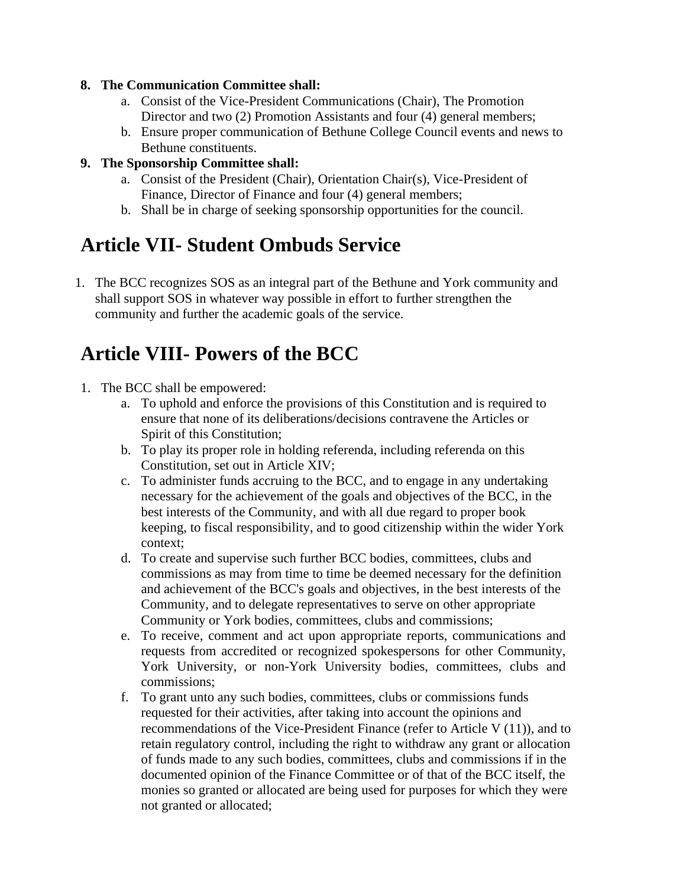8. **The Communication Committee shall:**
    a. Consist of the Vice-President Communications (Chair), The Promotion Director and two (2) Promotion Assistants and four (4) general members;
    b. Ensure proper communication of Bethune College Council events and news to Bethune constituents.
9. **The Sponsorship Committee shall:**
    a. Consist of the President (Chair), Orientation Chair(s), Vice-President of Finance, Director of Finance and four (4) general members;
    b. Shall be in charge of seeking sponsorship opportunities for the council.

# Article VII- Student Ombuds Service

1. The BCC recognizes SOS as an integral part of the Bethune and York community and shall support SOS in whatever way possible in effort to further strengthen the community and further the academic goals of the service.

# Article VIII- Powers of the BCC

1. The BCC shall be empowered:
    a. To uphold and enforce the provisions of this Constitution and is required to ensure that none of its deliberations/decisions contravene the Articles or Spirit of this Constitution;
    b. To play its proper role in holding referenda, including referenda on this Constitution, set out in Article XIV;
    c. To administer funds accruing to the BCC, and to engage in any undertaking necessary for the achievement of the goals and objectives of the BCC, in the best interests of the Community, and with all due regard to proper book keeping, to fiscal responsibility, and to good citizenship within the wider York context;
    d. To create and supervise such further BCC bodies, committees, clubs and commissions as may from time to time be deemed necessary for the definition and achievement of the BCC's goals and objectives, in the best interests of the Community, and to delegate representatives to serve on other appropriate Community or York bodies, committees, clubs and commissions;
    e. To receive, comment and act upon appropriate reports, communications and requests from accredited or recognized spokespersons for other Community, York University, or non-York University bodies, committees, clubs and commissions;
    f. To grant unto any such bodies, committees, clubs or commissions funds requested for their activities, after taking into account the opinions and recommendations of the Vice-President Finance (refer to Article V (11)), and to retain regulatory control, including the right to withdraw any grant or allocation of funds made to any such bodies, committees, clubs and commissions if in the documented opinion of the Finance Committee or of that of the BCC itself, the monies so granted or allocated are being used for purposes for which they were not granted or allocated;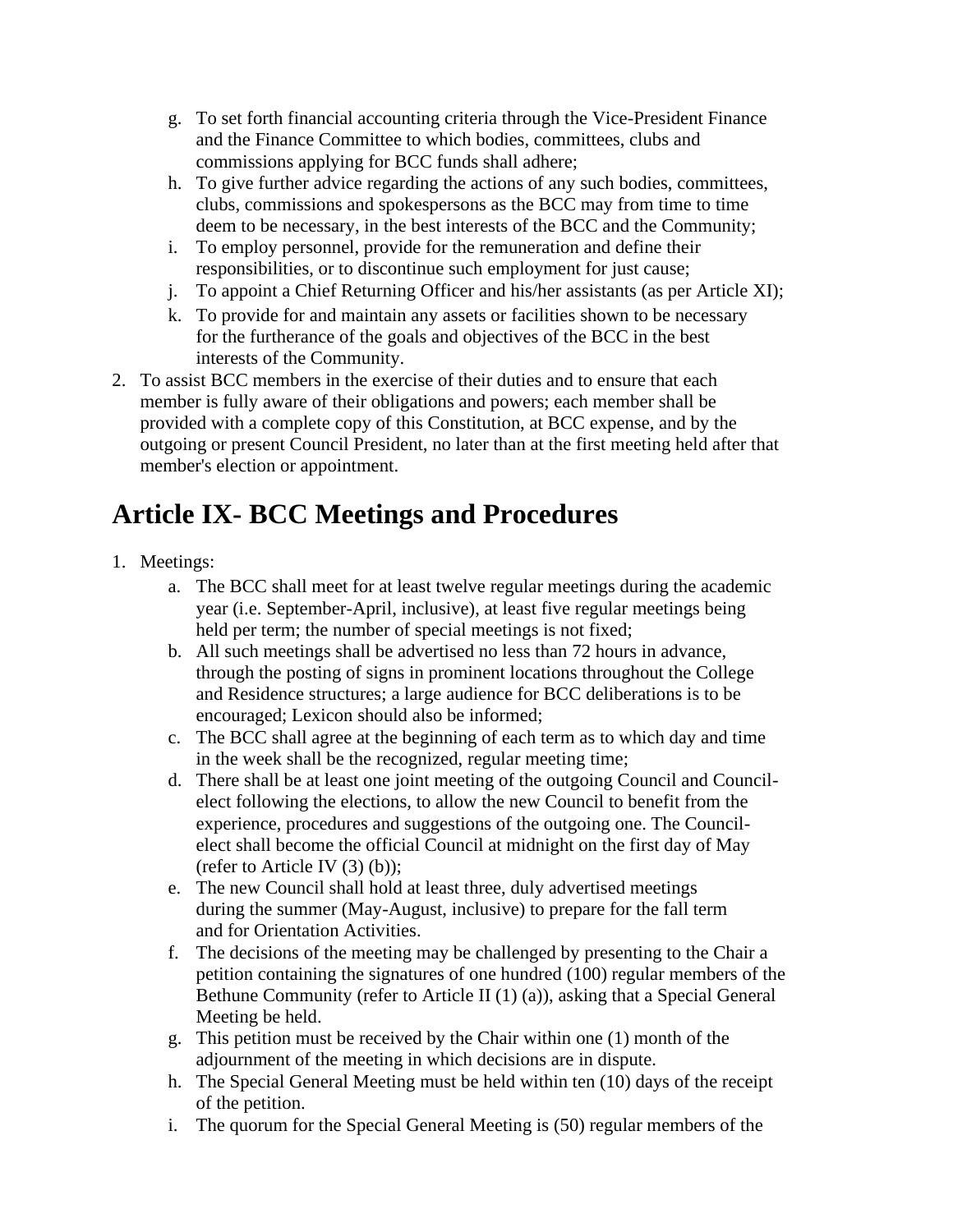g. To set forth financial accounting criteria through the Vice-President Finance and the Finance Committee to which bodies, committees, clubs and commissions applying for BCC funds shall adhere;
   h. To give further advice regarding the actions of any such bodies, committees, clubs, commissions and spokespersons as the BCC may from time to time deem to be necessary, in the best interests of the BCC and the Community;
   i. To employ personnel, provide for the remuneration and define their responsibilities, or to discontinue such employment for just cause;
   j. To appoint a Chief Returning Officer and his/her assistants (as per Article XI);
   k. To provide for and maintain any assets or facilities shown to be necessary for the furtherance of the goals and objectives of the BCC in the best interests of the Community.
2. To assist BCC members in the exercise of their duties and to ensure that each member is fully aware of their obligations and powers; each member shall be provided with a complete copy of this Constitution, at BCC expense, and by the outgoing or present Council President, no later than at the first meeting held after that member's election or appointment.

# Article IX- BCC Meetings and Procedures

1. Meetings:
   a. The BCC shall meet for at least twelve regular meetings during the academic year (i.e. September-April, inclusive), at least five regular meetings being held per term; the number of special meetings is not fixed;
   b. All such meetings shall be advertised no less than 72 hours in advance, through the posting of signs in prominent locations throughout the College and Residence structures; a large audience for BCC deliberations is to be encouraged; Lexicon should also be informed;
   c. The BCC shall agree at the beginning of each term as to which day and time in the week shall be the recognized, regular meeting time;
   d. There shall be at least one joint meeting of the outgoing Council and Council-elect following the elections, to allow the new Council to benefit from the experience, procedures and suggestions of the outgoing one. The Council-elect shall become the official Council at midnight on the first day of May (refer to Article IV (3) (b));
   e. The new Council shall hold at least three, duly advertised meetings during the summer (May-August, inclusive) to prepare for the fall term and for Orientation Activities.
   f. The decisions of the meeting may be challenged by presenting to the Chair a petition containing the signatures of one hundred (100) regular members of the Bethune Community (refer to Article II (1) (a)), asking that a Special General Meeting be held.
   g. This petition must be received by the Chair within one (1) month of the adjournment of the meeting in which decisions are in dispute.
   h. The Special General Meeting must be held within ten (10) days of the receipt of the petition.
   i. The quorum for the Special General Meeting is (50) regular members of the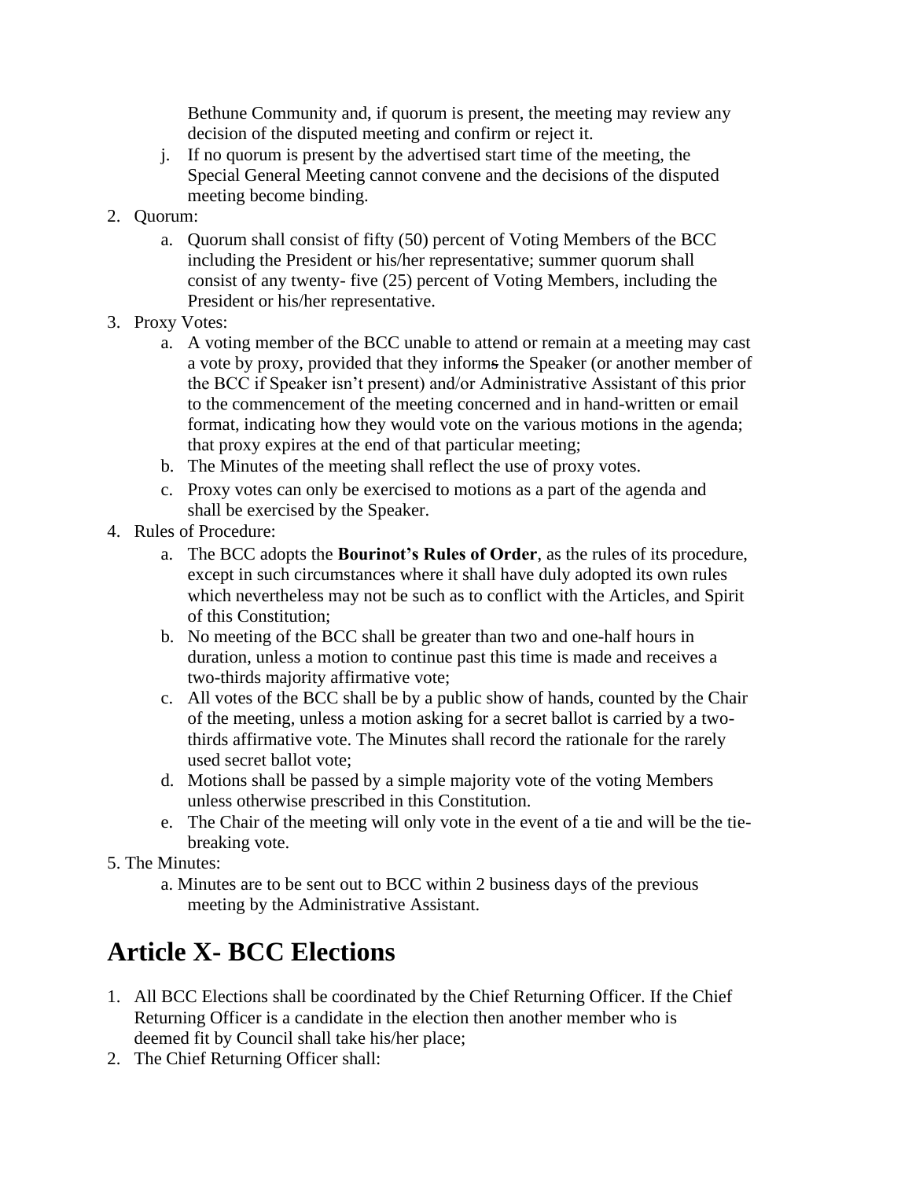Bethune Community and, if quorum is present, the meeting may review any decision of the disputed meeting and confirm or reject it.

j. If no quorum is present by the advertised start time of the meeting, the Special General Meeting cannot convene and the decisions of the disputed meeting become binding.

2. Quorum:
    a. Quorum shall consist of fifty (50) percent of Voting Members of the BCC including the President or his/her representative; summer quorum shall consist of any twenty- five (25) percent of Voting Members, including the President or his/her representative.
3. Proxy Votes:
    a. A voting member of the BCC unable to attend or remain at a meeting may cast a vote by proxy, provided that they informs the Speaker (or another member of the BCC if Speaker isn't present) and/or Administrative Assistant of this prior to the commencement of the meeting concerned and in hand-written or email format, indicating how they would vote on the various motions in the agenda; that proxy expires at the end of that particular meeting;
    b. The Minutes of the meeting shall reflect the use of proxy votes.
    c. Proxy votes can only be exercised to motions as a part of the agenda and shall be exercised by the Speaker.
4. Rules of Procedure:
    a. The BCC adopts the **Bourinot's Rules of Order**, as the rules of its procedure, except in such circumstances where it shall have duly adopted its own rules which nevertheless may not be such as to conflict with the Articles, and Spirit of this Constitution;
    b. No meeting of the BCC shall be greater than two and one-half hours in duration, unless a motion to continue past this time is made and receives a two-thirds majority affirmative vote;
    c. All votes of the BCC shall be by a public show of hands, counted by the Chair of the meeting, unless a motion asking for a secret ballot is carried by a two-thirds affirmative vote. The Minutes shall record the rationale for the rarely used secret ballot vote;
    d. Motions shall be passed by a simple majority vote of the voting Members unless otherwise prescribed in this Constitution.
    e. The Chair of the meeting will only vote in the event of a tie and will be the tie-breaking vote.
5. The Minutes:
    a. Minutes are to be sent out to BCC within 2 business days of the previous meeting by the Administrative Assistant.

## Article X- BCC Elections

1. All BCC Elections shall be coordinated by the Chief Returning Officer. If the Chief Returning Officer is a candidate in the election then another member who is deemed fit by Council shall take his/her place;
2. The Chief Returning Officer shall: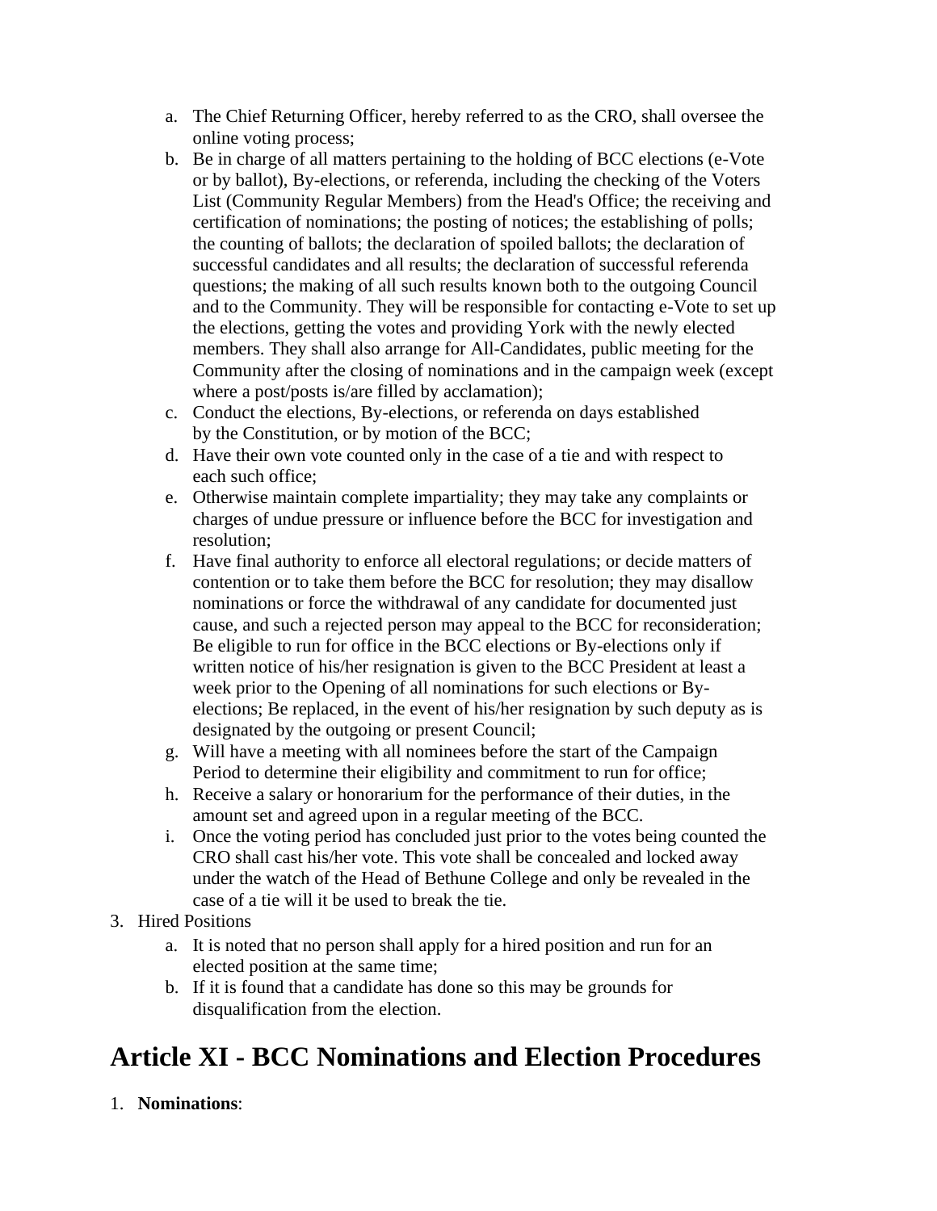a. The Chief Returning Officer, hereby referred to as the CRO, shall oversee the online voting process;
b. Be in charge of all matters pertaining to the holding of BCC elections (e-Vote or by ballot), By-elections, or referenda, including the checking of the Voters List (Community Regular Members) from the Head's Office; the receiving and certification of nominations; the posting of notices; the establishing of polls; the counting of ballots; the declaration of spoiled ballots; the declaration of successful candidates and all results; the declaration of successful referenda questions; the making of all such results known both to the outgoing Council and to the Community. They will be responsible for contacting e-Vote to set up the elections, getting the votes and providing York with the newly elected members. They shall also arrange for All-Candidates, public meeting for the Community after the closing of nominations and in the campaign week (except where a post/posts is/are filled by acclamation);
c. Conduct the elections, By-elections, or referenda on days established by the Constitution, or by motion of the BCC;
d. Have their own vote counted only in the case of a tie and with respect to each such office;
e. Otherwise maintain complete impartiality; they may take any complaints or charges of undue pressure or influence before the BCC for investigation and resolution;
f. Have final authority to enforce all electoral regulations; or decide matters of contention or to take them before the BCC for resolution; they may disallow nominations or force the withdrawal of any candidate for documented just cause, and such a rejected person may appeal to the BCC for reconsideration; Be eligible to run for office in the BCC elections or By-elections only if written notice of his/her resignation is given to the BCC President at least a week prior to the Opening of all nominations for such elections or By-elections; Be replaced, in the event of his/her resignation by such deputy as is designated by the outgoing or present Council;
g. Will have a meeting with all nominees before the start of the Campaign Period to determine their eligibility and commitment to run for office;
h. Receive a salary or honorarium for the performance of their duties, in the amount set and agreed upon in a regular meeting of the BCC.
i. Once the voting period has concluded just prior to the votes being counted the CRO shall cast his/her vote. This vote shall be concealed and locked away under the watch of the Head of Bethune College and only be revealed in the case of a tie will it be used to break the tie.

3. Hired Positions
   a. It is noted that no person shall apply for a hired position and run for an elected position at the same time;
   b. If it is found that a candidate has done so this may be grounds for disqualification from the election.

# Article XI - BCC Nominations and Election Procedures

1. **Nominations**: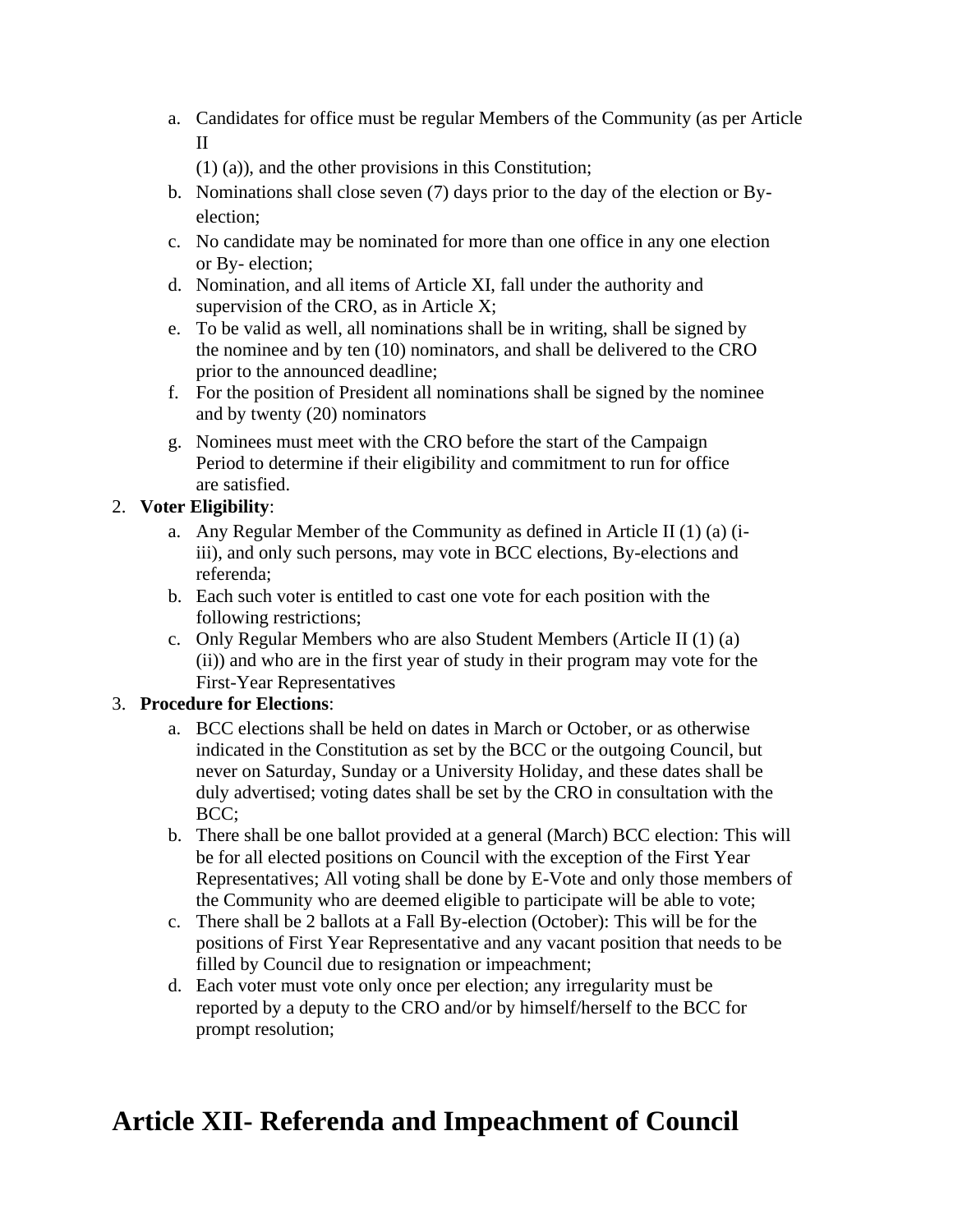a. Candidates for office must be regular Members of the Community (as per Article II (1) (a)), and the other provisions in this Constitution;
b. Nominations shall close seven (7) days prior to the day of the election or By-election;
c. No candidate may be nominated for more than one office in any one election or By- election;
d. Nomination, and all items of Article XI, fall under the authority and supervision of the CRO, as in Article X;
e. To be valid as well, all nominations shall be in writing, shall be signed by the nominee and by ten (10) nominators, and shall be delivered to the CRO prior to the announced deadline;
f. For the position of President all nominations shall be signed by the nominee and by twenty (20) nominators
g. Nominees must meet with the CRO before the start of the Campaign Period to determine if their eligibility and commitment to run for office are satisfied.

2. **Voter Eligibility**:
    a. Any Regular Member of the Community as defined in Article II (1) (a) (i-iii), and only such persons, may vote in BCC elections, By-elections and referenda;
    b. Each such voter is entitled to cast one vote for each position with the following restrictions;
    c. Only Regular Members who are also Student Members (Article II (1) (a) (ii)) and who are in the first year of study in their program may vote for the First-Year Representatives
3. **Procedure for Elections**:
    a. BCC elections shall be held on dates in March or October, or as otherwise indicated in the Constitution as set by the BCC or the outgoing Council, but never on Saturday, Sunday or a University Holiday, and these dates shall be duly advertised; voting dates shall be set by the CRO in consultation with the BCC;
    b. There shall be one ballot provided at a general (March) BCC election: This will be for all elected positions on Council with the exception of the First Year Representatives; All voting shall be done by E-Vote and only those members of the Community who are deemed eligible to participate will be able to vote;
    c. There shall be 2 ballots at a Fall By-election (October): This will be for the positions of First Year Representative and any vacant position that needs to be filled by Council due to resignation or impeachment;
    d. Each voter must vote only once per election; any irregularity must be reported by a deputy to the CRO and/or by himself/herself to the BCC for prompt resolution;

# Article XII- Referenda and Impeachment of Council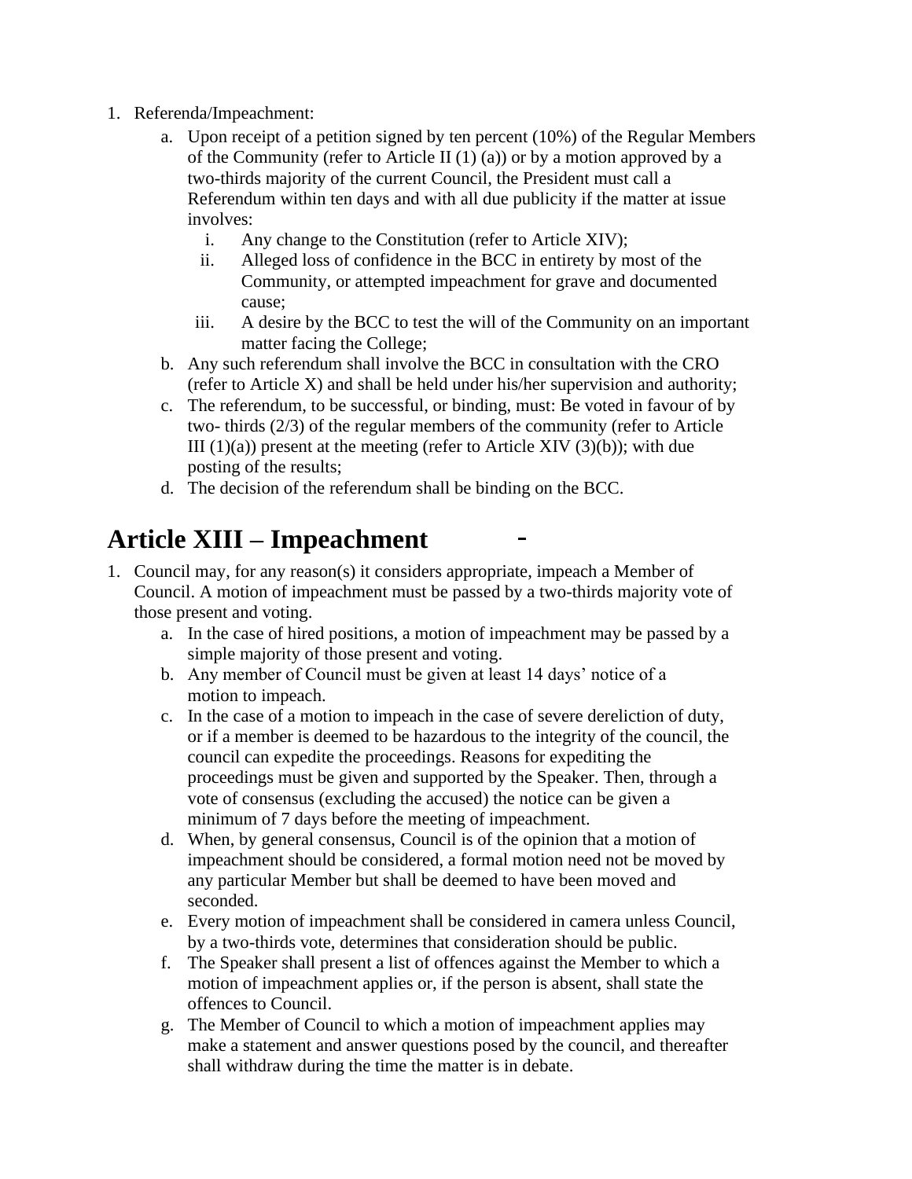1. Referenda/Impeachment:
    a. Upon receipt of a petition signed by ten percent (10%) of the Regular Members of the Community (refer to Article II (1) (a)) or by a motion approved by a two-thirds majority of the current Council, the President must call a Referendum within ten days and with all due publicity if the matter at issue involves:
        i. Any change to the Constitution (refer to Article XIV);
        ii. Alleged loss of confidence in the BCC in entirety by most of the Community, or attempted impeachment for grave and documented cause;
        iii. A desire by the BCC to test the will of the Community on an important matter facing the College;
    b. Any such referendum shall involve the BCC in consultation with the CRO (refer to Article X) and shall be held under his/her supervision and authority;
    c. The referendum, to be successful, or binding, must: Be voted in favour of by two- thirds (2/3) of the regular members of the community (refer to Article III (1)(a)) present at the meeting (refer to Article XIV (3)(b)); with due posting of the results;
    d. The decision of the referendum shall be binding on the BCC.

# Article XIII – Impeachment

1. Council may, for any reason(s) it considers appropriate, impeach a Member of Council. A motion of impeachment must be passed by a two-thirds majority vote of those present and voting.
    a. In the case of hired positions, a motion of impeachment may be passed by a simple majority of those present and voting.
    b. Any member of Council must be given at least 14 days' notice of a motion to impeach.
    c. In the case of a motion to impeach in the case of severe dereliction of duty, or if a member is deemed to be hazardous to the integrity of the council, the council can expedite the proceedings. Reasons for expediting the proceedings must be given and supported by the Speaker. Then, through a vote of consensus (excluding the accused) the notice can be given a minimum of 7 days before the meeting of impeachment.
    d. When, by general consensus, Council is of the opinion that a motion of impeachment should be considered, a formal motion need not be moved by any particular Member but shall be deemed to have been moved and seconded.
    e. Every motion of impeachment shall be considered in camera unless Council, by a two-thirds vote, determines that consideration should be public.
    f. The Speaker shall present a list of offences against the Member to which a motion of impeachment applies or, if the person is absent, shall state the offences to Council.
    g. The Member of Council to which a motion of impeachment applies may make a statement and answer questions posed by the council, and thereafter shall withdraw during the time the matter is in debate.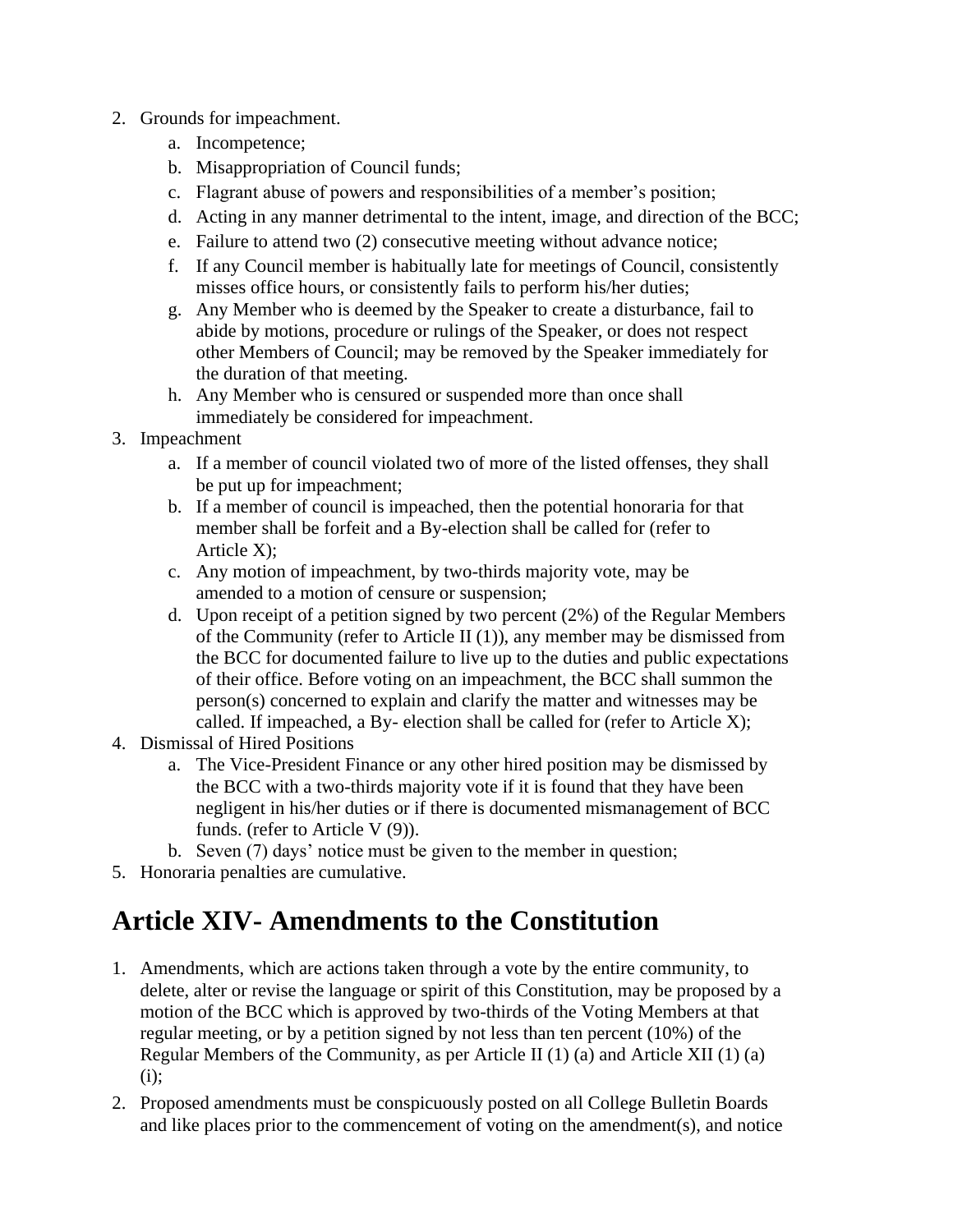2. Grounds for impeachment.
    a. Incompetence;
    b. Misappropriation of Council funds;
    c. Flagrant abuse of powers and responsibilities of a member's position;
    d. Acting in any manner detrimental to the intent, image, and direction of the BCC;
    e. Failure to attend two (2) consecutive meeting without advance notice;
    f. If any Council member is habitually late for meetings of Council, consistently misses office hours, or consistently fails to perform his/her duties;
    g. Any Member who is deemed by the Speaker to create a disturbance, fail to abide by motions, procedure or rulings of the Speaker, or does not respect other Members of Council; may be removed by the Speaker immediately for the duration of that meeting.
    h. Any Member who is censured or suspended more than once shall immediately be considered for impeachment.
3. Impeachment
    a. If a member of council violated two of more of the listed offenses, they shall be put up for impeachment;
    b. If a member of council is impeached, then the potential honoraria for that member shall be forfeit and a By-election shall be called for (refer to Article X);
    c. Any motion of impeachment, by two-thirds majority vote, may be amended to a motion of censure or suspension;
    d. Upon receipt of a petition signed by two percent (2%) of the Regular Members of the Community (refer to Article II (1)), any member may be dismissed from the BCC for documented failure to live up to the duties and public expectations of their office. Before voting on an impeachment, the BCC shall summon the person(s) concerned to explain and clarify the matter and witnesses may be called. If impeached, a By- election shall be called for (refer to Article X);
4. Dismissal of Hired Positions
    a. The Vice-President Finance or any other hired position may be dismissed by the BCC with a two-thirds majority vote if it is found that they have been negligent in his/her duties or if there is documented mismanagement of BCC funds. (refer to Article V (9)).
    b. Seven (7) days' notice must be given to the member in question;
5. Honoraria penalties are cumulative.

# Article XIV- Amendments to the Constitution

1. Amendments, which are actions taken through a vote by the entire community, to delete, alter or revise the language or spirit of this Constitution, may be proposed by a motion of the BCC which is approved by two-thirds of the Voting Members at that regular meeting, or by a petition signed by not less than ten percent (10%) of the Regular Members of the Community, as per Article II (1) (a) and Article XII (1) (a) (i);
2. Proposed amendments must be conspicuously posted on all College Bulletin Boards and like places prior to the commencement of voting on the amendment(s), and notice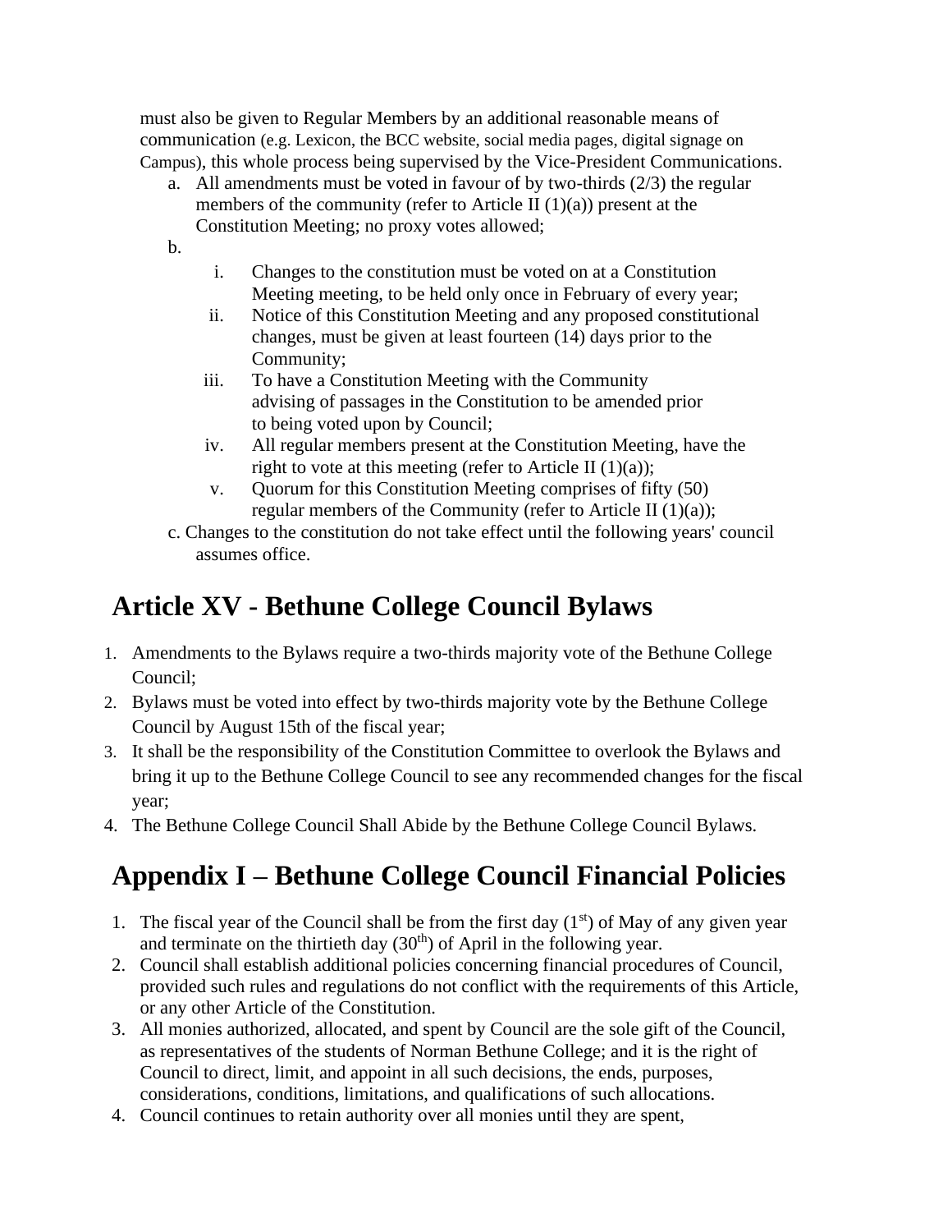must also be given to Regular Members by an additional reasonable means of communication (e.g. Lexicon, the BCC website, social media pages, digital signage on Campus), this whole process being supervised by the Vice-President Communications.

a. All amendments must be voted in favour of by two-thirds (2/3) the regular members of the community (refer to Article II (1)(a)) present at the Constitution Meeting; no proxy votes allowed;

b.
   i. Changes to the constitution must be voted on at a Constitution Meeting meeting, to be held only once in February of every year;
   ii. Notice of this Constitution Meeting and any proposed constitutional changes, must be given at least fourteen (14) days prior to the Community;
   iii. To have a Constitution Meeting with the Community advising of passages in the Constitution to be amended prior to being voted upon by Council;
   iv. All regular members present at the Constitution Meeting, have the right to vote at this meeting (refer to Article II (1)(a));
   v. Quorum for this Constitution Meeting comprises of fifty (50) regular members of the Community (refer to Article II (1)(a));

c. Changes to the constitution do not take effect until the following years' council assumes office.

# Article XV - Bethune College Council Bylaws

1. Amendments to the Bylaws require a two-thirds majority vote of the Bethune College Council;
2. Bylaws must be voted into effect by two-thirds majority vote by the Bethune College Council by August 15th of the fiscal year;
3. It shall be the responsibility of the Constitution Committee to overlook the Bylaws and bring it up to the Bethune College Council to see any recommended changes for the fiscal year;
4. The Bethune College Council Shall Abide by the Bethune College Council Bylaws.

# Appendix I – Bethune College Council Financial Policies

1. The fiscal year of the Council shall be from the first day (1st) of May of any given year and terminate on the thirtieth day (30th) of April in the following year.
2. Council shall establish additional policies concerning financial procedures of Council, provided such rules and regulations do not conflict with the requirements of this Article, or any other Article of the Constitution.
3. All monies authorized, allocated, and spent by Council are the sole gift of the Council, as representatives of the students of Norman Bethune College; and it is the right of Council to direct, limit, and appoint in all such decisions, the ends, purposes, considerations, conditions, limitations, and qualifications of such allocations.
4. Council continues to retain authority over all monies until they are spent,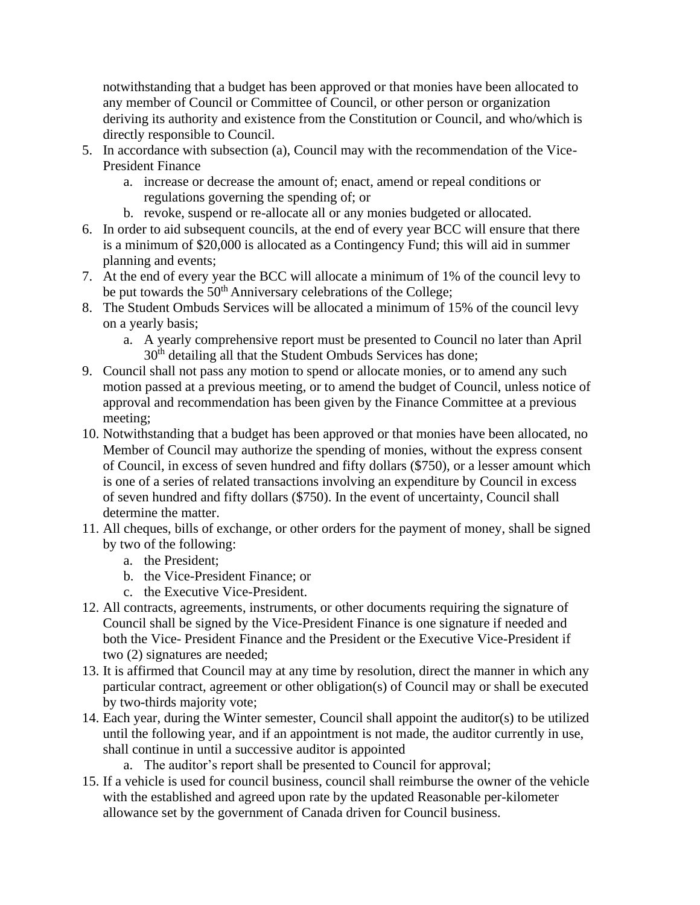notwithstanding that a budget has been approved or that monies have been allocated to any member of Council or Committee of Council, or other person or organization deriving its authority and existence from the Constitution or Council, and who/which is directly responsible to Council.

5. In accordance with subsection (a), Council may with the recommendation of the Vice-President Finance
    a. increase or decrease the amount of; enact, amend or repeal conditions or regulations governing the spending of; or
    b. revoke, suspend or re-allocate all or any monies budgeted or allocated.
6. In order to aid subsequent councils, at the end of every year BCC will ensure that there is a minimum of $20,000 is allocated as a Contingency Fund; this will aid in summer planning and events;
7. At the end of every year the BCC will allocate a minimum of 1% of the council levy to be put towards the 50th Anniversary celebrations of the College;
8. The Student Ombuds Services will be allocated a minimum of 15% of the council levy on a yearly basis;
    a. A yearly comprehensive report must be presented to Council no later than April 30th detailing all that the Student Ombuds Services has done;
9. Council shall not pass any motion to spend or allocate monies, or to amend any such motion passed at a previous meeting, or to amend the budget of Council, unless notice of approval and recommendation has been given by the Finance Committee at a previous meeting;
10. Notwithstanding that a budget has been approved or that monies have been allocated, no Member of Council may authorize the spending of monies, without the express consent of Council, in excess of seven hundred and fifty dollars ($750), or a lesser amount which is one of a series of related transactions involving an expenditure by Council in excess of seven hundred and fifty dollars ($750). In the event of uncertainty, Council shall determine the matter.
11. All cheques, bills of exchange, or other orders for the payment of money, shall be signed by two of the following:
    a. the President;
    b. the Vice-President Finance; or
    c. the Executive Vice-President.
12. All contracts, agreements, instruments, or other documents requiring the signature of Council shall be signed by the Vice-President Finance is one signature if needed and both the Vice- President Finance and the President or the Executive Vice-President if two (2) signatures are needed;
13. It is affirmed that Council may at any time by resolution, direct the manner in which any particular contract, agreement or other obligation(s) of Council may or shall be executed by two-thirds majority vote;
14. Each year, during the Winter semester, Council shall appoint the auditor(s) to be utilized until the following year, and if an appointment is not made, the auditor currently in use, shall continue in until a successive auditor is appointed
    a. The auditor's report shall be presented to Council for approval;
15. If a vehicle is used for council business, council shall reimburse the owner of the vehicle with the established and agreed upon rate by the updated Reasonable per-kilometer allowance set by the government of Canada driven for Council business.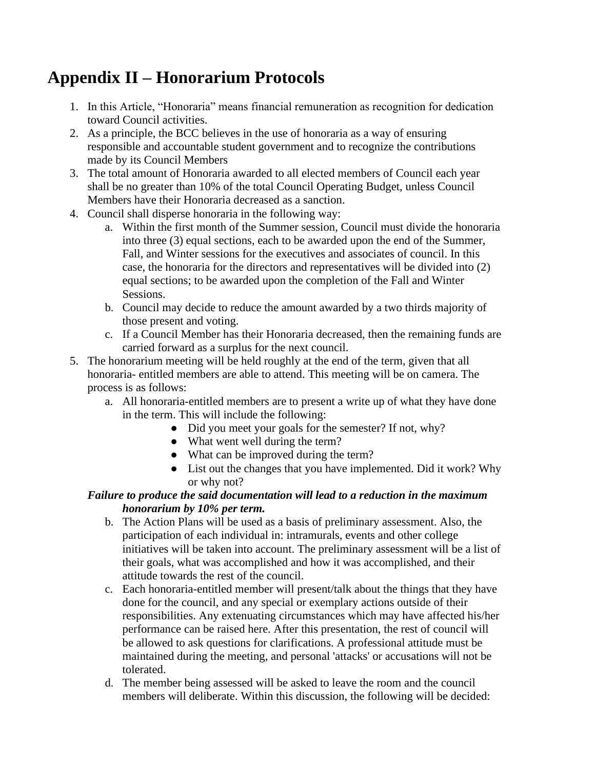# Appendix II – Honorarium Protocols

1. In this Article, "Honoraria" means financial remuneration as recognition for dedication toward Council activities.
2. As a principle, the BCC believes in the use of honoraria as a way of ensuring responsible and accountable student government and to recognize the contributions made by its Council Members
3. The total amount of Honoraria awarded to all elected members of Council each year shall be no greater than 10% of the total Council Operating Budget, unless Council Members have their Honoraria decreased as a sanction.
4. Council shall disperse honoraria in the following way:
   a. Within the first month of the Summer session, Council must divide the honoraria into three (3) equal sections, each to be awarded upon the end of the Summer, Fall, and Winter sessions for the executives and associates of council. In this case, the honoraria for the directors and representatives will be divided into (2) equal sections; to be awarded upon the completion of the Fall and Winter Sessions.
   b. Council may decide to reduce the amount awarded by a two thirds majority of those present and voting.
   c. If a Council Member has their Honoraria decreased, then the remaining funds are carried forward as a surplus for the next council.
5. The honorarium meeting will be held roughly at the end of the term, given that all honoraria- entitled members are able to attend. This meeting will be on camera. The process is as follows:
   a. All honoraria-entitled members are to present a write up of what they have done in the term. This will include the following:
      - Did you meet your goals for the semester? If not, why?
      - What went well during the term?
      - What can be improved during the term?
      - List out the changes that you have implemented. Did it work? Why or why not?

   ***Failure to produce the said documentation will lead to a reduction in the maximum honorarium by 10% per term.***

   b. The Action Plans will be used as a basis of preliminary assessment. Also, the participation of each individual in: intramurals, events and other college initiatives will be taken into account. The preliminary assessment will be a list of their goals, what was accomplished and how it was accomplished, and their attitude towards the rest of the council.
   c. Each honoraria-entitled member will present/talk about the things that they have done for the council, and any special or exemplary actions outside of their responsibilities. Any extenuating circumstances which may have affected his/her performance can be raised here. After this presentation, the rest of council will be allowed to ask questions for clarifications. A professional attitude must be maintained during the meeting, and personal 'attacks' or accusations will not be tolerated.
   d. The member being assessed will be asked to leave the room and the council members will deliberate. Within this discussion, the following will be decided: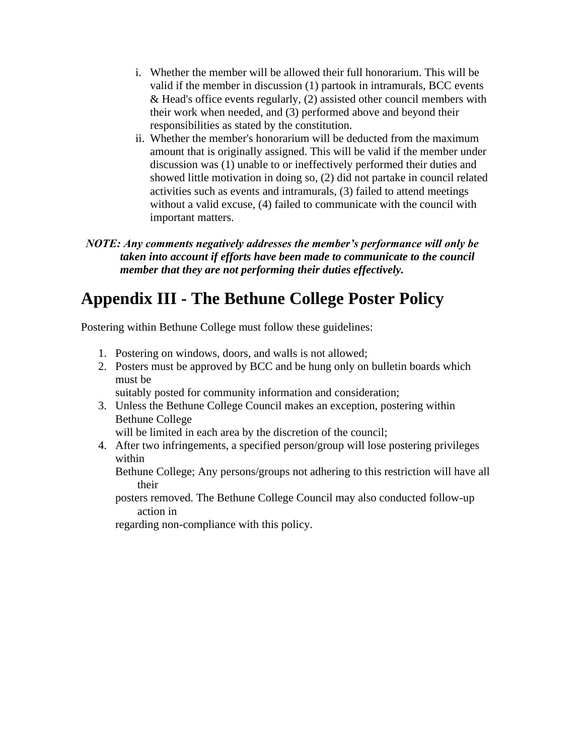i. Whether the member will be allowed their full honorarium. This will be valid if the member in discussion (1) partook in intramurals, BCC events & Head's office events regularly, (2) assisted other council members with their work when needed, and (3) performed above and beyond their responsibilities as stated by the constitution.
ii. Whether the member's honorarium will be deducted from the maximum amount that is originally assigned. This will be valid if the member under discussion was (1) unable to or ineffectively performed their duties and showed little motivation in doing so, (2) did not partake in council related activities such as events and intramurals, (3) failed to attend meetings without a valid excuse, (4) failed to communicate with the council with important matters.

***NOTE: Any comments negatively addresses the member's performance will only be taken into account if efforts have been made to communicate to the council member that they are not performing their duties effectively.***

# Appendix III - The Bethune College Poster Policy

Postering within Bethune College must follow these guidelines:

1. Postering on windows, doors, and walls is not allowed;
2. Posters must be approved by BCC and be hung only on bulletin boards which must be suitably posted for community information and consideration;
3. Unless the Bethune College Council makes an exception, postering within Bethune College will be limited in each area by the discretion of the council;
4. After two infringements, a specified person/group will lose postering privileges within Bethune College; Any persons/groups not adhering to this restriction will have all their posters removed. The Bethune College Council may also conducted follow-up action in regarding non-compliance with this policy.